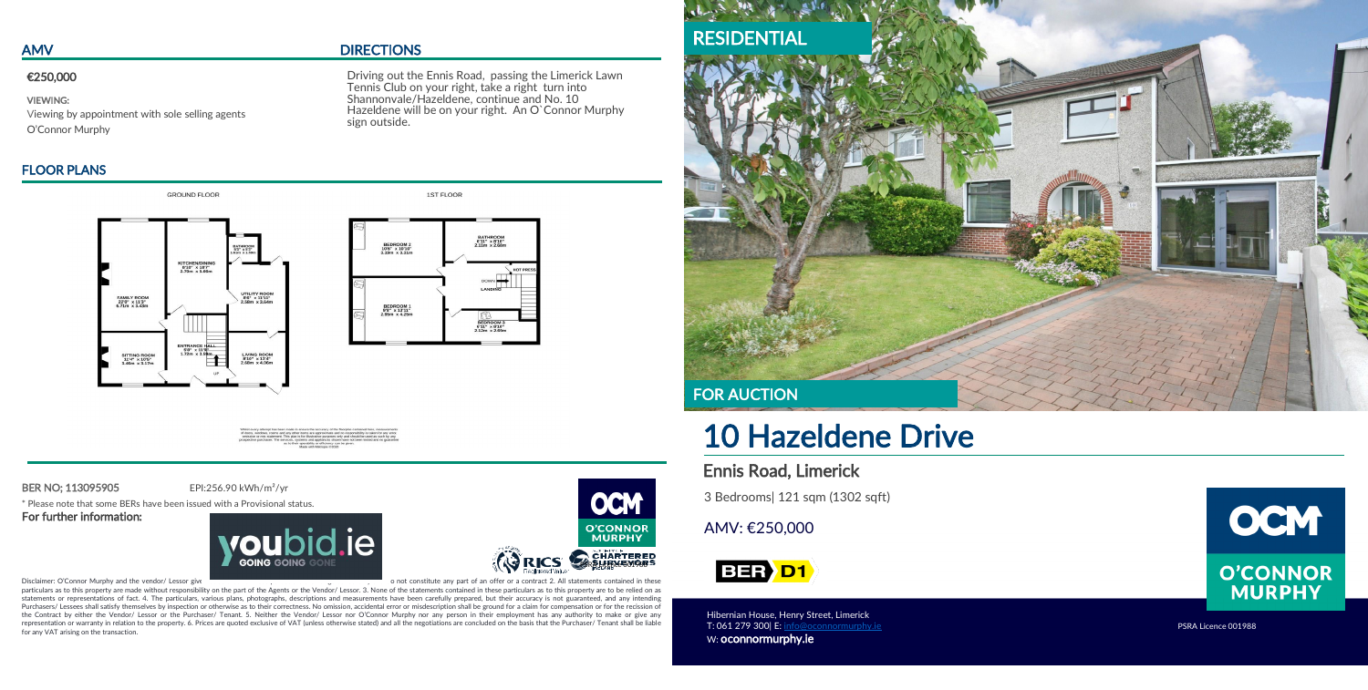## AMV

**€250,000**

**VIEWING:**
Viewing by appointment with sole selling agents O'Connor Murphy

## DIRECTIONS

Driving out the Ennis Road, passing the Limerick Lawn Tennis Club on your right, take a right turn into Shannonvale/Hazeldene, continue and No. 10 Hazeldene will be on your right. An O`Connor Murphy sign outside.

## FLOOR PLANS

GROUND FLOOR

FAMILY ROOM 22'0" x 11'3" 6.71m x 3.43m

KITCHEN/DINING 8'10" x 18'7" 2.70m x 5.65m

BATHROOM 6'0" x 5'3" 1.83m x 1.60m

UTILITY ROOM 8'6" x 11'11" 2.58m x 3.64m

SITTING ROOM 11'4" x 10'5" 3.45m x 3.17m

ENTRANCE HALL 5'8" x 15'9" 1.73m x 3.80m

LIVING ROOM 8'10" x 13'4" 2.68m x 4.06m

1ST FLOOR

BEDROOM 2 10'9" x 10'10" 3.28m x 3.31m

BATHROOM 6'11" x 8'10" 2.11m x 2.68m

HOT PRESS

LANDING

BEDROOM 1 9'6" x 13'11" 2.89m x 4.25m

BEDROOM 3 6'11" x 9'10" 2.12m x 2.99m

**BER NO; 113095905** EPI:256.90 kWh/m²/yr

\* Please note that some BERs have been issued with a Provisional status.

**For further information:**

youbid.ie GOING GOING GONE

OCM O'CONNOR MURPHY

RICS CHARTERED SURVEYORS

Disclaimer: O'Connor Murphy and the vendor/ Lessor give ... o not constitute any part of an offer or a contract 2. All statements contained in these particulars as to this property are made without responsibility on the part of the Agents or the Vendor/ Lessor. 3. None of the statements contained in these particulars as to this property are to be relied on as statements or representations of fact. 4. The particulars, various plans, photographs, descriptions and measurements have been carefully prepared, but their accuracy is not guaranteed, and any intending Purchasers/ Lessees shall satisfy themselves by inspection or otherwise as to their correctness. No omission, accidental error or misdescription shall be ground for a claim for compensation or for the recission of the Contract by either the Vendor/ Lessor or the Purchaser/ Tenant. 5. Neither the Vendor/ Lessor nor O'Connor Murphy nor any person in their employment has any authority to make or give any representation or warranty in relation to the property. 6. Prices are quoted exclusive of VAT (unless otherwise stated) and all the negotiations are concluded on the basis that the Purchaser/ Tenant shall be liable for any VAT arising on the transaction.

## RESIDENTIAL

**FOR AUCTION**

# 10 Hazeldene Drive

## Ennis Road, Limerick

3 Bedrooms| 121 sqm (1302 sqft)

AMV: €250,000

BER D1

Hibernian House, Henry Street, Limerick
T: 061 279 300| E: info@oconnormurphy.ie
W: **oconnormurphy.ie**

OCM O'CONNOR MURPHY

PSRA Licence 001988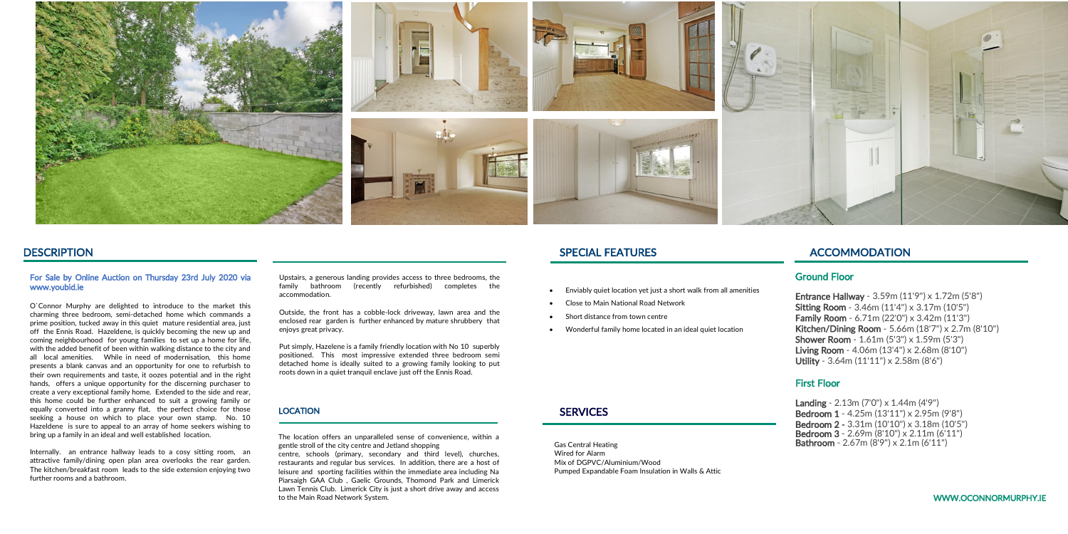## DESCRIPTION

**For Sale by Online Auction on Thursday 23rd July 2020 via www.youbid.ie**

O`Connor Murphy are delighted to introduce to the market this charming three bedroom, semi-detached home which commands a prime position, tucked away in this quiet mature residential area, just off the Ennis Road. Hazeldene, is quickly becoming the new up and coming neighbourhood for young families to set up a home for life, with the added benefit of been within walking distance to the city and all local amenities. While in need of modernisation, this home presents a blank canvas and an opportunity for one to refurbish to their own requirements and taste, it oozes potential and in the right hands, offers a unique opportunity for the discerning purchaser to create a very exceptional family home. Extended to the side and rear, this home could be further enhanced to suit a growing family or equally converted into a granny flat, the perfect choice for those seeking a house on which to place your own stamp. No. 10 Hazeldene is sure to appeal to an array of home seekers wishing to bring up a family in an ideal and well established location.

Internally. an entrance hallway leads to a cosy sitting room, an attractive family/dining open plan area overlooks the rear garden. The kitchen/breakfast room leads to the side extension enjoying two further rooms and a bathroom.

Upstairs, a generous landing provides access to three bedrooms, the family bathroom (recently refurbished) completes the accommodation.

Outside, the front has a cobble-lock driveway, lawn area and the enclosed rear garden is further enhanced by mature shrubbery that enjoys great privacy.

Put simply, Hazelene is a family friendly location with No 10 superbly positioned. This most impressive extended three bedroom semi detached home is ideally suited to a growing family looking to put roots down in a quiet tranquil enclave just off the Ennis Road.

## LOCATION

The location offers an unparalleled sense of convenience, within a gentle stroll of the city centre and Jetland shopping centre, schools (primary, secondary and third level), churches, restaurants and regular bus services. In addition, there are a host of leisure and sporting facilities within the immediate area including Na Piarsaigh GAA Club , Gaelic Grounds, Thomond Park and Limerick Lawn Tennis Club. Limerick City is just a short drive away and access to the Main Road Network System.

## SPECIAL FEATURES

- Enviably quiet location yet just a short walk from all amenities
- Close to Main National Road Network
- Short distance from town centre
- Wonderful family home located in an ideal quiet location

## SERVICES

Gas Central Heating
Wired for Alarm
Mix of DGPVC/Aluminium/Wood
Pumped Expandable Foam Insulation in Walls & Attic

## ACCOMMODATION

### Ground Floor

**Entrance Hallway** - 3.59m (11'9") x 1.72m (5'8")
**Sitting Room** - 3.46m (11'4") x 3.17m (10'5")
**Family Room** - 6.71m (22'0") x 3.42m (11'3")
**Kitchen/Dining Room** - 5.66m (18'7") x 2.7m (8'10")
**Shower Room** - 1.61m (5'3") x 1.59m (5'3")
**Living Room** - 4.06m (13'4") x 2.68m (8'10")
**Utility** - 3.64m (11'11") x 2.58m (8'6")

### First Floor

**Landing** - 2.13m (7'0") x 1.44m (4'9")
**Bedroom 1** - 4.25m (13'11") x 2.95m (9'8")
**Bedroom 2 -** 3.31m (10'10") x 3.18m (10'5")
**Bedroom 3** - 2.69m (8'10") x 2.11m (6'11")
**Bathroom** - 2.67m (8'9") x 2.1m (6'11")

WWW.OCONNORMURPHY.IE